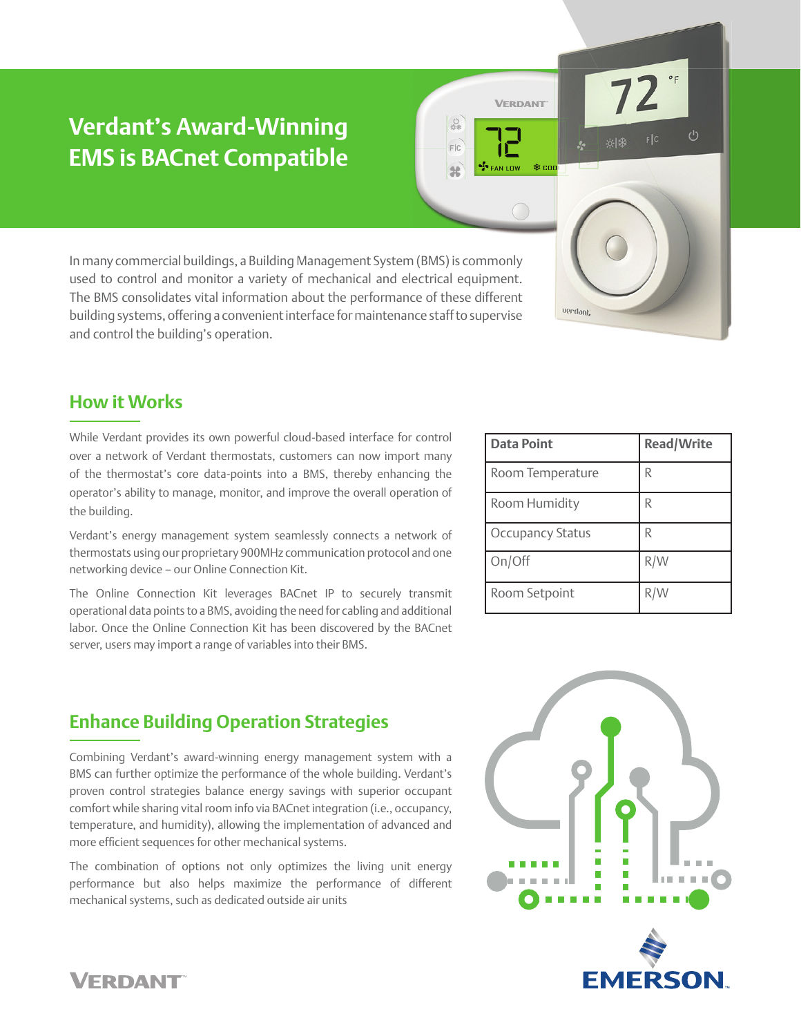# Verdant's Award-Winning EMS is BACnet Compatible

In many commercial buildings, a Building Management System (BMS) is commonly used to control and monitor a variety of mechanical and electrical equipment. The BMS consolidates vital information about the performance of these different building systems, offering a convenient interface for maintenance staff to supervise and control the building's operation.

## How it Works

While Verdant provides its own powerful cloud-based interface for control over a network of Verdant thermostats, customers can now import many of the thermostat's core data-points into a BMS, thereby enhancing the operator's ability to manage, monitor, and improve the overall operation of the building.

Verdant's energy management system seamlessly connects a network of thermostats using our proprietary 900MHz communication protocol and one networking device – our Online Connection Kit.

The Online Connection Kit leverages BACnet IP to securely transmit operational data points to a BMS, avoiding the need for cabling and additional labor. Once the Online Connection Kit has been discovered by the BACnet server, users may import a range of variables into their BMS.

| Data Point | Read/Write |
|---|---|
| Room Temperature | R |
| Room Humidity | R |
| Occupancy Status | R |
| On/Off | R/W |
| Room Setpoint | R/W |

## Enhance Building Operation Strategies

Combining Verdant's award-winning energy management system with a BMS can further optimize the performance of the whole building. Verdant's proven control strategies balance energy savings with superior occupant comfort while sharing vital room info via BACnet integration (i.e., occupancy, temperature, and humidity), allowing the implementation of advanced and more efficient sequences for other mechanical systems.

The combination of options not only optimizes the living unit energy performance but also helps maximize the performance of different mechanical systems, such as dedicated outside air units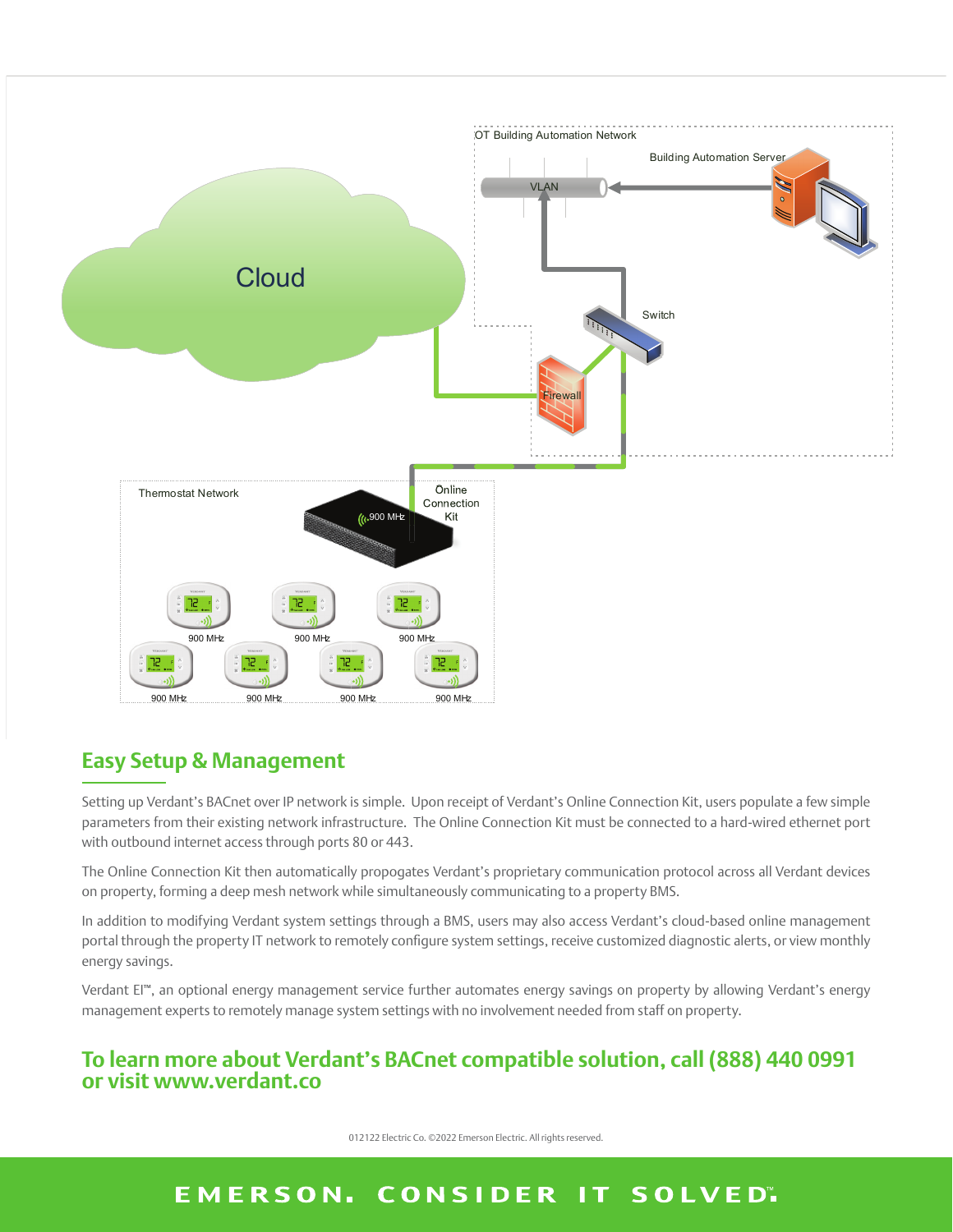OT Building Automation Network

Building Automation Server

VLAN

Cloud

Switch

Firewall

Thermostat Network

Online Connection Kit

900 MHz

900 MHz

900 MHz

900 MHz

900 MHz

900 MHz

900 MHz

900 MHz

## Easy Setup & Management

Setting up Verdant's BACnet over IP network is simple. Upon receipt of Verdant's Online Connection Kit, users populate a few simple parameters from their existing network infrastructure. The Online Connection Kit must be connected to a hard-wired ethernet port with outbound internet access through ports 80 or 443.

The Online Connection Kit then automatically propogates Verdant's proprietary communication protocol across all Verdant devices on property, forming a deep mesh network while simultaneously communicating to a property BMS.

In addition to modifying Verdant system settings through a BMS, users may also access Verdant's cloud-based online management portal through the property IT network to remotely configure system settings, receive customized diagnostic alerts, or view monthly energy savings.

Verdant EI™, an optional energy management service further automates energy savings on property by allowing Verdant's energy management experts to remotely manage system settings with no involvement needed from staff on property.

## To learn more about Verdant's BACnet compatible solution, call (888) 440 0991 or visit www.verdant.co

012122 Electric Co. ©2022 Emerson Electric. All rights reserved.

EMERSON. CONSIDER IT SOLVED™.